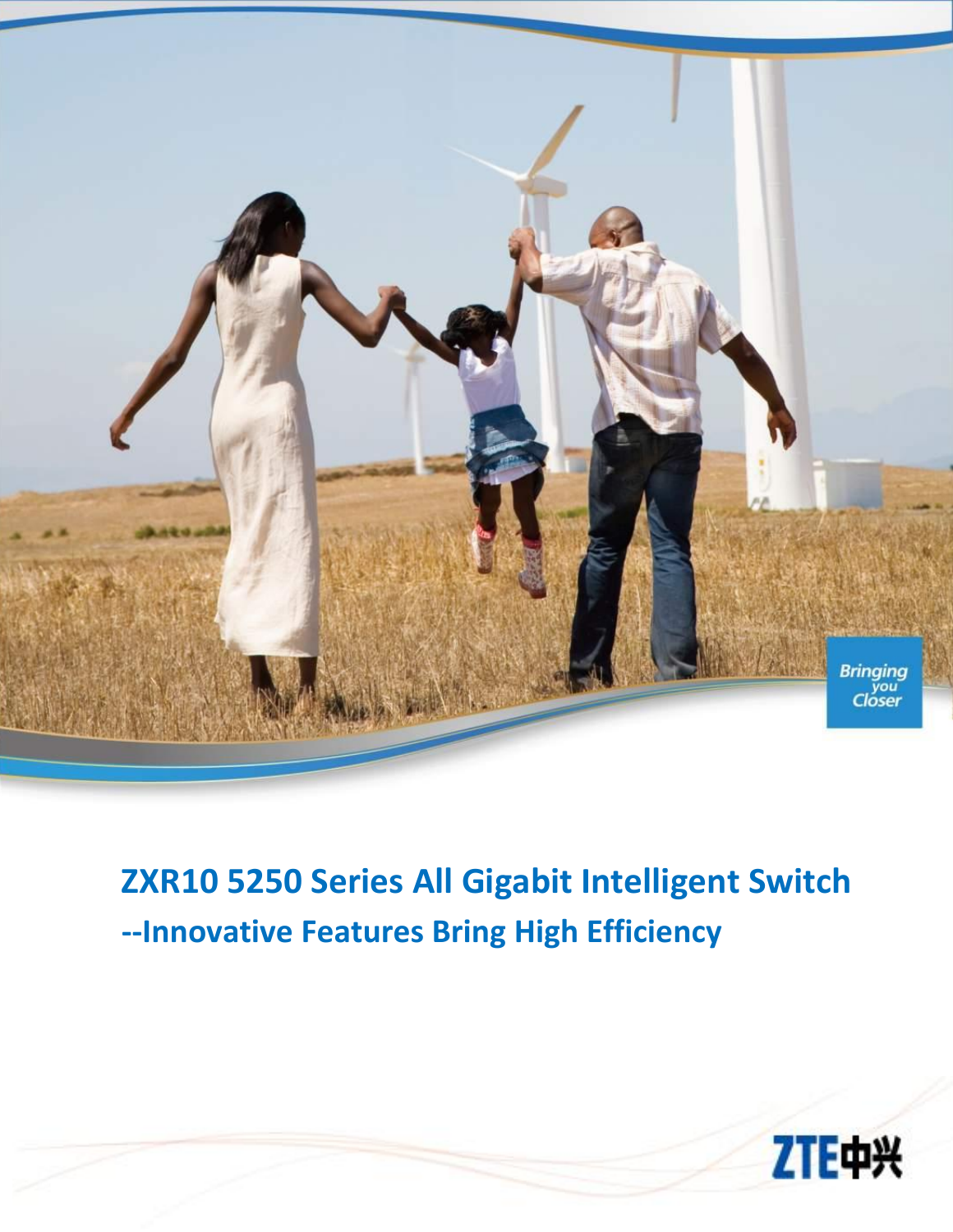# ZXR10 5250 Series All Gigabit Intelligent Switch

## --Innovative Features Bring High Efficiency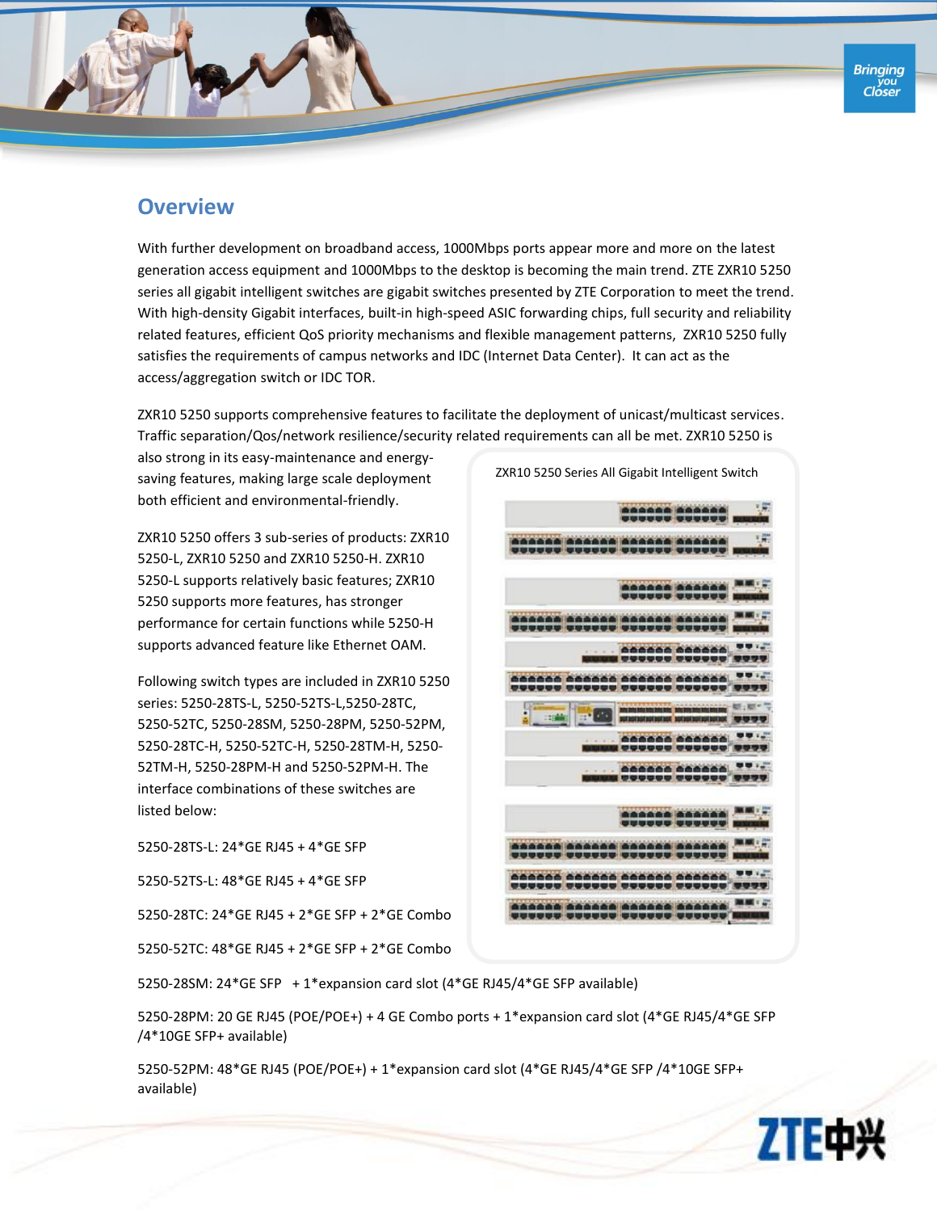## Overview

With further development on broadband access, 1000Mbps ports appear more and more on the latest generation access equipment and 1000Mbps to the desktop is becoming the main trend. ZTE ZXR10 5250 series all gigabit intelligent switches are gigabit switches presented by ZTE Corporation to meet the trend. With high-density Gigabit interfaces, built-in high-speed ASIC forwarding chips, full security and reliability related features, efficient QoS priority mechanisms and flexible management patterns, ZXR10 5250 fully satisfies the requirements of campus networks and IDC (Internet Data Center). It can act as the access/aggregation switch or IDC TOR.

ZXR10 5250 supports comprehensive features to facilitate the deployment of unicast/multicast services. Traffic separation/Qos/network resilience/security related requirements can all be met. ZXR10 5250 is also strong in its easy-maintenance and energy-saving features, making large scale deployment both efficient and environmental-friendly.

ZXR10 5250 offers 3 sub-series of products: ZXR10 5250-L, ZXR10 5250 and ZXR10 5250-H. ZXR10 5250-L supports relatively basic features; ZXR10 5250 supports more features, has stronger performance for certain functions while 5250-H supports advanced feature like Ethernet OAM.

Following switch types are included in ZXR10 5250 series: 5250-28TS-L, 5250-52TS-L,5250-28TC, 5250-52TC, 5250-28SM, 5250-28PM, 5250-52PM, 5250-28TC-H, 5250-52TC-H, 5250-28TM-H, 5250-52TM-H, 5250-28PM-H and 5250-52PM-H. The interface combinations of these switches are listed below:

ZXR10 5250 Series All Gigabit Intelligent Switch

5250-28TS-L: 24*GE RJ45 + 4*GE SFP

5250-52TS-L: 48*GE RJ45 + 4*GE SFP

5250-28TC: 24*GE RJ45 + 2*GE SFP + 2*GE Combo

5250-52TC: 48*GE RJ45 + 2*GE SFP + 2*GE Combo

5250-28SM: 24*GE SFP + 1*expansion card slot (4*GE RJ45/4*GE SFP available)

5250-28PM: 20 GE RJ45 (POE/POE+) + 4 GE Combo ports + 1*expansion card slot (4*GE RJ45/4*GE SFP /4*10GE SFP+ available)

5250-52PM: 48*GE RJ45 (POE/POE+) + 1*expansion card slot (4*GE RJ45/4*GE SFP /4*10GE SFP+ available)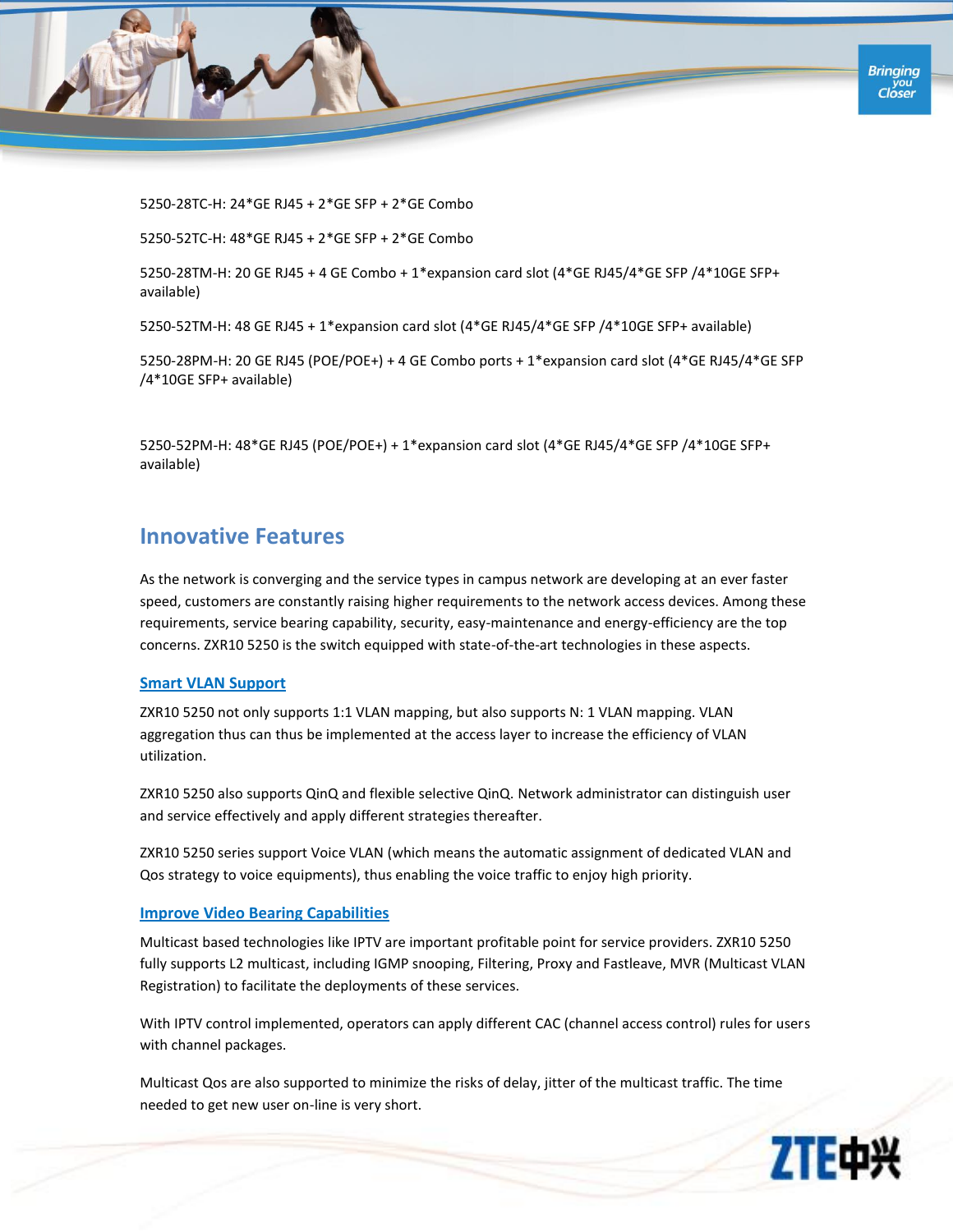5250-28TC-H: 24*GE RJ45 + 2*GE SFP + 2*GE Combo

5250-52TC-H: 48*GE RJ45 + 2*GE SFP + 2*GE Combo

5250-28TM-H: 20 GE RJ45 + 4 GE Combo + 1*expansion card slot (4*GE RJ45/4*GE SFP /4*10GE SFP+ available)

5250-52TM-H: 48 GE RJ45 + 1*expansion card slot (4*GE RJ45/4*GE SFP /4*10GE SFP+ available)

5250-28PM-H: 20 GE RJ45 (POE/POE+) + 4 GE Combo ports + 1*expansion card slot (4*GE RJ45/4*GE SFP /4*10GE SFP+ available)

5250-52PM-H: 48*GE RJ45 (POE/POE+) + 1*expansion card slot (4*GE RJ45/4*GE SFP /4*10GE SFP+ available)

## Innovative Features

As the network is converging and the service types in campus network are developing at an ever faster speed, customers are constantly raising higher requirements to the network access devices. Among these requirements, service bearing capability, security, easy-maintenance and energy-efficiency are the top concerns. ZXR10 5250 is the switch equipped with state-of-the-art technologies in these aspects.

### Smart VLAN Support

ZXR10 5250 not only supports 1:1 VLAN mapping, but also supports N: 1 VLAN mapping. VLAN aggregation thus can thus be implemented at the access layer to increase the efficiency of VLAN utilization.

ZXR10 5250 also supports QinQ and flexible selective QinQ. Network administrator can distinguish user and service effectively and apply different strategies thereafter.

ZXR10 5250 series support Voice VLAN (which means the automatic assignment of dedicated VLAN and Qos strategy to voice equipments), thus enabling the voice traffic to enjoy high priority.

### Improve Video Bearing Capabilities

Multicast based technologies like IPTV are important profitable point for service providers. ZXR10 5250 fully supports L2 multicast, including IGMP snooping, Filtering, Proxy and Fastleave, MVR (Multicast VLAN Registration) to facilitate the deployments of these services.

With IPTV control implemented, operators can apply different CAC (channel access control) rules for users with channel packages.

Multicast Qos are also supported to minimize the risks of delay, jitter of the multicast traffic. The time needed to get new user on-line is very short.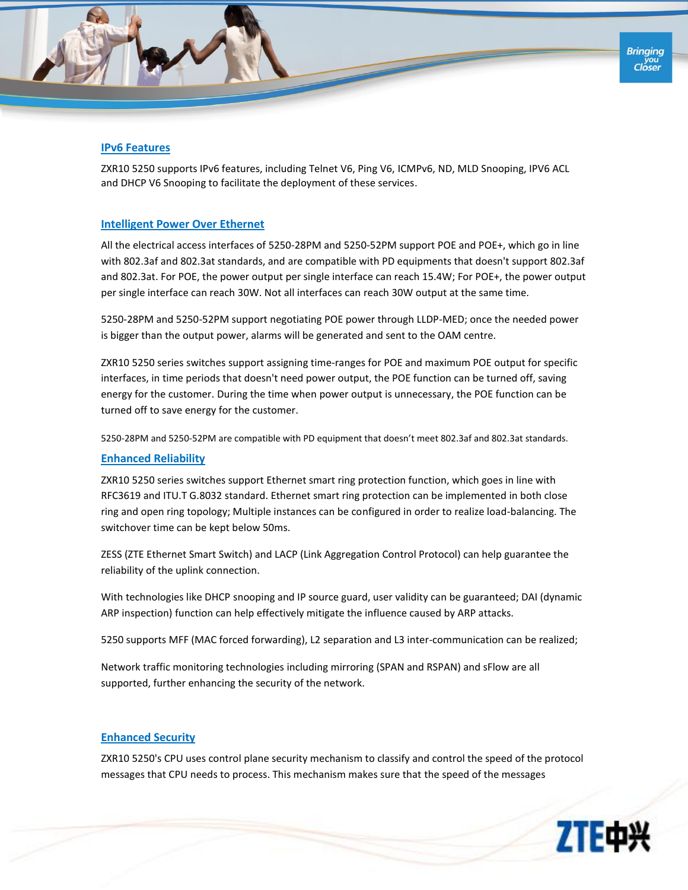## IPv6 Features

ZXR10 5250 supports IPv6 features, including Telnet V6, Ping V6, ICMPv6, ND, MLD Snooping, IPV6 ACL and DHCP V6 Snooping to facilitate the deployment of these services.

## Intelligent Power Over Ethernet

All the electrical access interfaces of 5250-28PM and 5250-52PM support POE and POE+, which go in line with 802.3af and 802.3at standards, and are compatible with PD equipments that doesn't support 802.3af and 802.3at. For POE, the power output per single interface can reach 15.4W; For POE+, the power output per single interface can reach 30W. Not all interfaces can reach 30W output at the same time.

5250-28PM and 5250-52PM support negotiating POE power through LLDP-MED; once the needed power is bigger than the output power, alarms will be generated and sent to the OAM centre.

ZXR10 5250 series switches support assigning time-ranges for POE and maximum POE output for specific interfaces, in time periods that doesn't need power output, the POE function can be turned off, saving energy for the customer. During the time when power output is unnecessary, the POE function can be turned off to save energy for the customer.

5250-28PM and 5250-52PM are compatible with PD equipment that doesn't meet 802.3af and 802.3at standards.

## Enhanced Reliability

ZXR10 5250 series switches support Ethernet smart ring protection function, which goes in line with RFC3619 and ITU.T G.8032 standard. Ethernet smart ring protection can be implemented in both close ring and open ring topology; Multiple instances can be configured in order to realize load-balancing. The switchover time can be kept below 50ms.

ZESS (ZTE Ethernet Smart Switch) and LACP (Link Aggregation Control Protocol) can help guarantee the reliability of the uplink connection.

With technologies like DHCP snooping and IP source guard, user validity can be guaranteed; DAI (dynamic ARP inspection) function can help effectively mitigate the influence caused by ARP attacks.

5250 supports MFF (MAC forced forwarding), L2 separation and L3 inter-communication can be realized;

Network traffic monitoring technologies including mirroring (SPAN and RSPAN) and sFlow are all supported, further enhancing the security of the network.

## Enhanced Security

ZXR10 5250's CPU uses control plane security mechanism to classify and control the speed of the protocol messages that CPU needs to process. This mechanism makes sure that the speed of the messages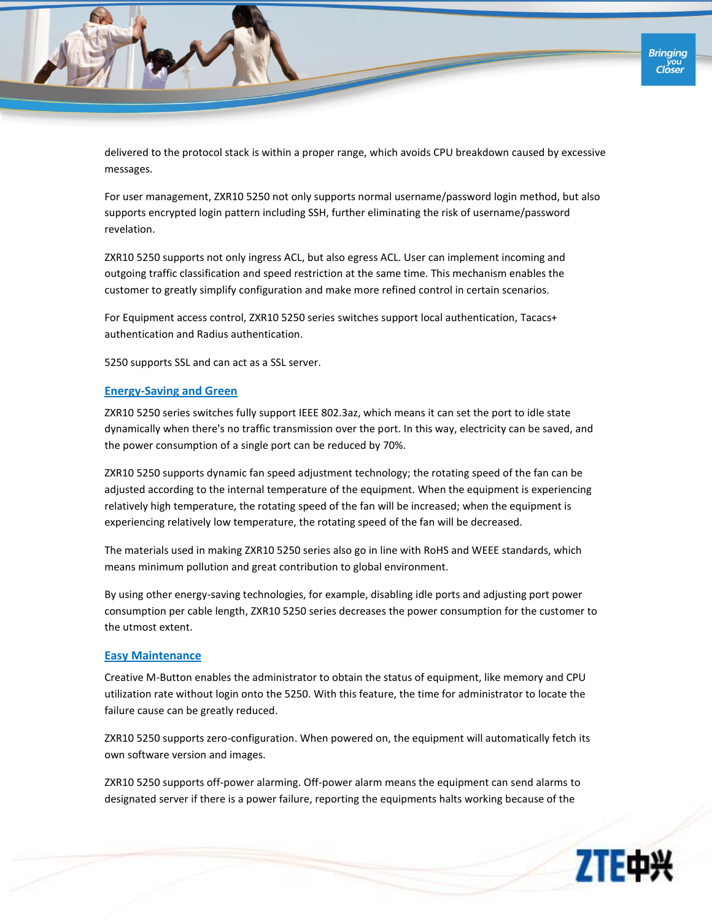delivered to the protocol stack is within a proper range, which avoids CPU breakdown caused by excessive messages.

For user management, ZXR10 5250 not only supports normal username/password login method, but also supports encrypted login pattern including SSH, further eliminating the risk of username/password revelation.

ZXR10 5250 supports not only ingress ACL, but also egress ACL. User can implement incoming and outgoing traffic classification and speed restriction at the same time. This mechanism enables the customer to greatly simplify configuration and make more refined control in certain scenarios.

For Equipment access control, ZXR10 5250 series switches support local authentication, Tacacs+ authentication and Radius authentication.

5250 supports SSL and can act as a SSL server.

## Energy-Saving and Green

ZXR10 5250 series switches fully support IEEE 802.3az, which means it can set the port to idle state dynamically when there's no traffic transmission over the port. In this way, electricity can be saved, and the power consumption of a single port can be reduced by 70%.

ZXR10 5250 supports dynamic fan speed adjustment technology; the rotating speed of the fan can be adjusted according to the internal temperature of the equipment. When the equipment is experiencing relatively high temperature, the rotating speed of the fan will be increased; when the equipment is experiencing relatively low temperature, the rotating speed of the fan will be decreased.

The materials used in making ZXR10 5250 series also go in line with RoHS and WEEE standards, which means minimum pollution and great contribution to global environment.

By using other energy-saving technologies, for example, disabling idle ports and adjusting port power consumption per cable length, ZXR10 5250 series decreases the power consumption for the customer to the utmost extent.

## Easy Maintenance

Creative M-Button enables the administrator to obtain the status of equipment, like memory and CPU utilization rate without login onto the 5250. With this feature, the time for administrator to locate the failure cause can be greatly reduced.

ZXR10 5250 supports zero-configuration. When powered on, the equipment will automatically fetch its own software version and images.

ZXR10 5250 supports off-power alarming. Off-power alarm means the equipment can send alarms to designated server if there is a power failure, reporting the equipments halts working because of the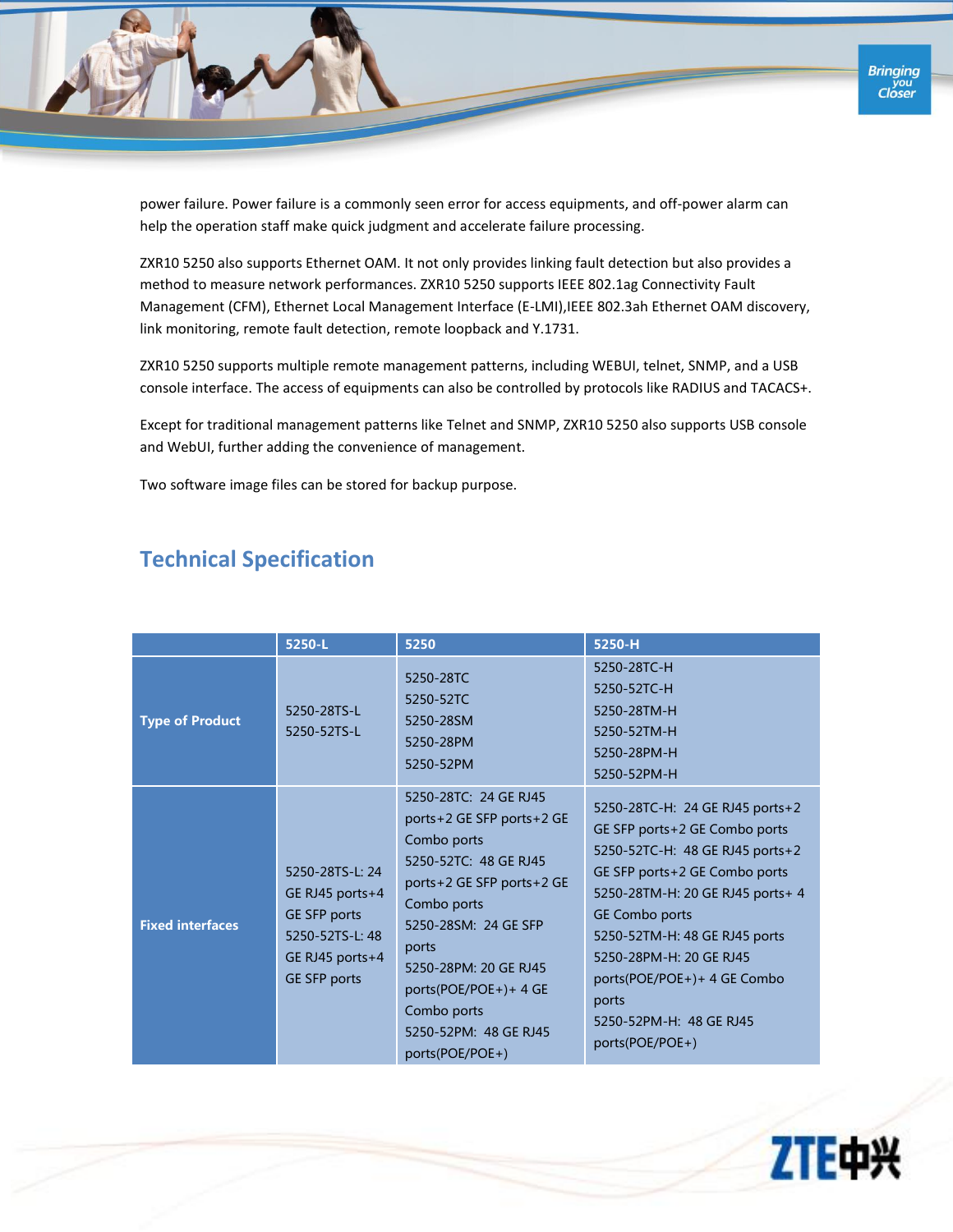power failure. Power failure is a commonly seen error for access equipments, and off-power alarm can help the operation staff make quick judgment and accelerate failure processing.

ZXR10 5250 also supports Ethernet OAM. It not only provides linking fault detection but also provides a method to measure network performances. ZXR10 5250 supports IEEE 802.1ag Connectivity Fault Management (CFM), Ethernet Local Management Interface (E-LMI),IEEE 802.3ah Ethernet OAM discovery, link monitoring, remote fault detection, remote loopback and Y.1731.

ZXR10 5250 supports multiple remote management patterns, including WEBUI, telnet, SNMP, and a USB console interface. The access of equipments can also be controlled by protocols like RADIUS and TACACS+.

Except for traditional management patterns like Telnet and SNMP, ZXR10 5250 also supports USB console and WebUI, further adding the convenience of management.

Two software image files can be stored for backup purpose.

## Technical Specification

| | 5250-L | 5250 | 5250-H |
|---|---|---|---|
| **Type of Product** | 5250-28TS-L<br>5250-52TS-L | 5250-28TC<br>5250-52TC<br>5250-28SM<br>5250-28PM<br>5250-52PM | 5250-28TC-H<br>5250-52TC-H<br>5250-28TM-H<br>5250-52TM-H<br>5250-28PM-H<br>5250-52PM-H |
| **Fixed interfaces** | 5250-28TS-L: 24 GE RJ45 ports+4 GE SFP ports<br>5250-52TS-L: 48 GE RJ45 ports+4 GE SFP ports | 5250-28TC: 24 GE RJ45 ports+2 GE SFP ports+2 GE Combo ports<br>5250-52TC: 48 GE RJ45 ports+2 GE SFP ports+2 GE Combo ports<br>5250-28SM: 24 GE SFP ports<br>5250-28PM: 20 GE RJ45 ports(POE/POE+)+ 4 GE Combo ports<br>5250-52PM: 48 GE RJ45 ports(POE/POE+) | 5250-28TC-H: 24 GE RJ45 ports+2 GE SFP ports+2 GE Combo ports<br>5250-52TC-H: 48 GE RJ45 ports+2 GE SFP ports+2 GE Combo ports<br>5250-28TM-H: 20 GE RJ45 ports+ 4 GE Combo ports<br>5250-52TM-H: 48 GE RJ45 ports<br>5250-28PM-H: 20 GE RJ45 ports(POE/POE+)+ 4 GE Combo ports<br>5250-52PM-H: 48 GE RJ45 ports(POE/POE+) |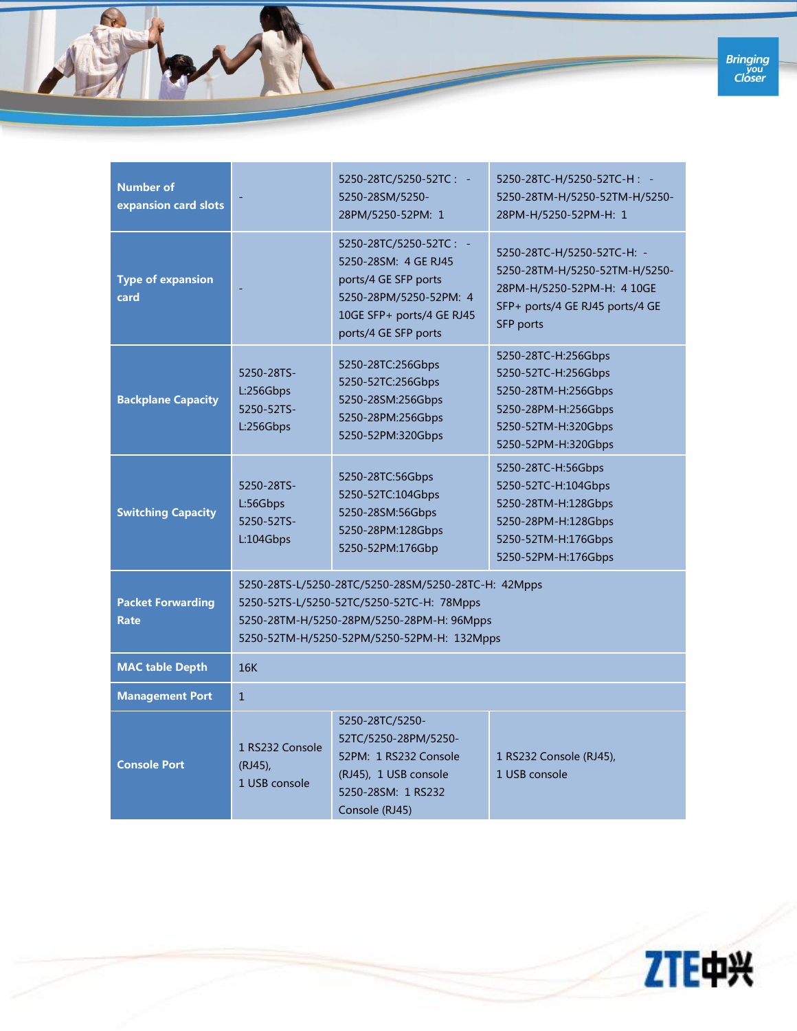| Number of expansion card slots | - | 5250-28TC/5250-52TC : -<br>5250-28SM/5250-28PM/5250-52PM: 1 | 5250-28TC-H/5250-52TC-H : -<br>5250-28TM-H/5250-52TM-H/5250-28PM-H/5250-52PM-H: 1 |
|---|---|---|---|
| Type of expansion card | - | 5250-28TC/5250-52TC : -<br>5250-28SM: 4 GE RJ45 ports/4 GE SFP ports<br>5250-28PM/5250-52PM: 4 10GE SFP+ ports/4 GE RJ45 ports/4 GE SFP ports | 5250-28TC-H/5250-52TC-H: -<br>5250-28TM-H/5250-52TM-H/5250-28PM-H/5250-52PM-H: 4 10GE SFP+ ports/4 GE RJ45 ports/4 GE SFP ports |
| Backplane Capacity | 5250-28TS-L:256Gbps<br>5250-52TS-L:256Gbps | 5250-28TC:256Gbps<br>5250-52TC:256Gbps<br>5250-28SM:256Gbps<br>5250-28PM:256Gbps<br>5250-52PM:320Gbps | 5250-28TC-H:256Gbps<br>5250-52TC-H:256Gbps<br>5250-28TM-H:256Gbps<br>5250-28PM-H:256Gbps<br>5250-52TM-H:320Gbps<br>5250-52PM-H:320Gbps |
| Switching Capacity | 5250-28TS-L:56Gbps<br>5250-52TS-L:104Gbps | 5250-28TC:56Gbps<br>5250-52TC:104Gbps<br>5250-28SM:56Gbps<br>5250-28PM:128Gbps<br>5250-52PM:176Gbp | 5250-28TC-H:56Gbps<br>5250-52TC-H:104Gbps<br>5250-28TM-H:128Gbps<br>5250-28PM-H:128Gbps<br>5250-52TM-H:176Gbps<br>5250-52PM-H:176Gbps |
| Packet Forwarding Rate | 5250-28TS-L/5250-28TC/5250-28SM/5250-28TC-H: 42Mpps<br>5250-52TS-L/5250-52TC/5250-52TC-H: 78Mpps<br>5250-28TM-H/5250-28PM/5250-28PM-H: 96Mpps<br>5250-52TM-H/5250-52PM/5250-52PM-H: 132Mpps | | |
| MAC table Depth | 16K | | |
| Management Port | 1 | | |
| Console Port | 1 RS232 Console (RJ45),<br>1 USB console | 5250-28TC/5250-52TC/5250-28PM/5250-52PM: 1 RS232 Console (RJ45), 1 USB console<br>5250-28SM: 1 RS232 Console (RJ45) | 1 RS232 Console (RJ45),<br>1 USB console |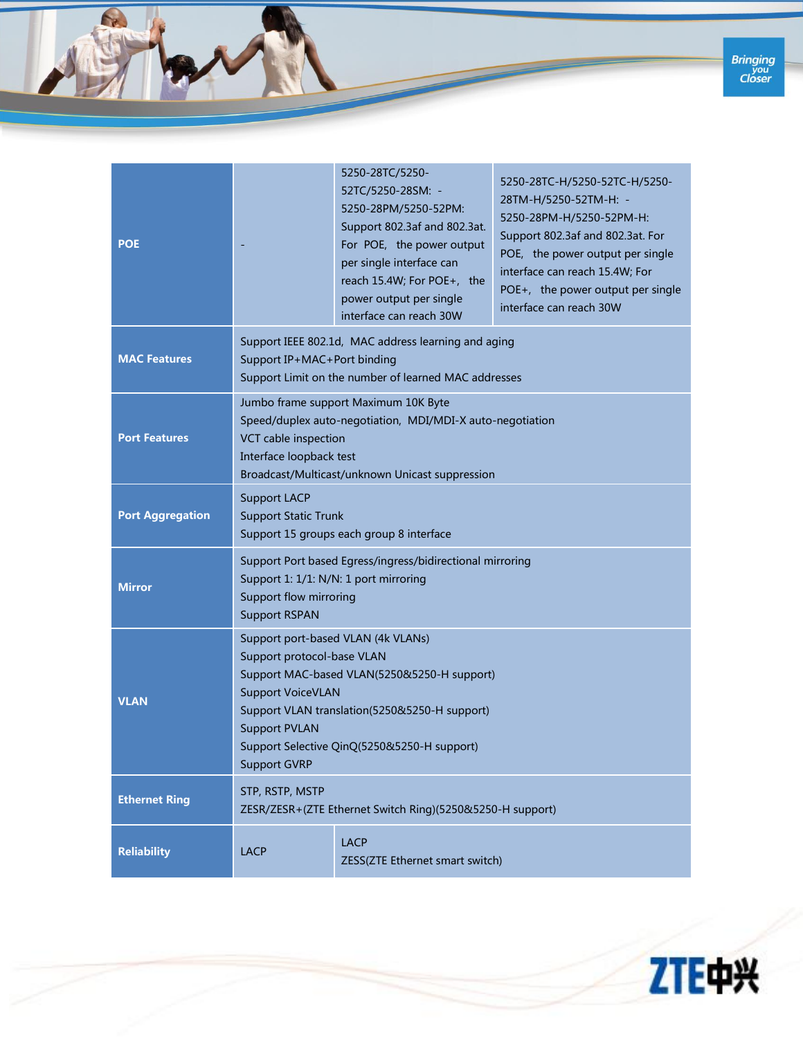| POE | - | 5250-28TC/5250-52TC/5250-28SM: - 5250-28PM/5250-52PM: Support 802.3af and 802.3at. For POE, the power output per single interface can reach 15.4W; For POE+, the power output per single interface can reach 30W | 5250-28TC-H/5250-52TC-H/5250-28TM-H/5250-52TM-H: - 5250-28PM-H/5250-52PM-H: Support 802.3af and 802.3at. For POE, the power output per single interface can reach 15.4W; For POE+, the power output per single interface can reach 30W |
|---|---|---|---|
| **MAC Features** | Support IEEE 802.1d, MAC address learning and aging<br>Support IP+MAC+Port binding<br>Support Limit on the number of learned MAC addresses | | |
| **Port Features** | Jumbo frame support Maximum 10K Byte<br>Speed/duplex auto-negotiation, MDI/MDI-X auto-negotiation<br>VCT cable inspection<br>Interface loopback test<br>Broadcast/Multicast/unknown Unicast suppression | | |
| **Port Aggregation** | Support LACP<br>Support Static Trunk<br>Support 15 groups each group 8 interface | | |
| **Mirror** | Support Port based Egress/ingress/bidirectional mirroring<br>Support 1: 1/1: N/N: 1 port mirroring<br>Support flow mirroring<br>Support RSPAN | | |
| **VLAN** | Support port-based VLAN (4k VLANs)<br>Support protocol-base VLAN<br>Support MAC-based VLAN(5250&5250-H support)<br>Support VoiceVLAN<br>Support VLAN translation(5250&5250-H support)<br>Support PVLAN<br>Support Selective QinQ(5250&5250-H support)<br>Support GVRP | | |
| **Ethernet Ring** | STP, RSTP, MSTP<br>ZESR/ZESR+(ZTE Ethernet Switch Ring)(5250&5250-H support) | | |
| **Reliability** | LACP | LACP<br>ZESS(ZTE Ethernet smart switch) | |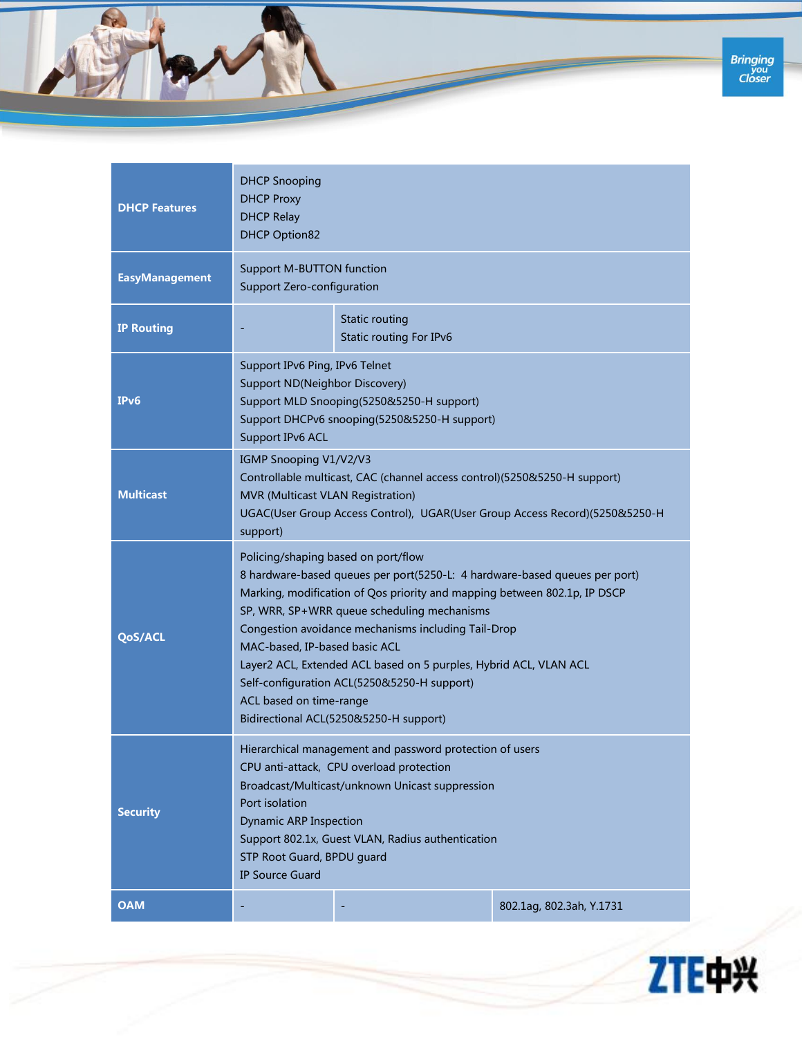| DHCP Features | DHCP Snooping<br>DHCP Proxy<br>DHCP Relay<br>DHCP Option82 | | |
|---|---|---|---|
| **EasyManagement** | Support M-BUTTON function<br>Support Zero-configuration | | |
| **IP Routing** | - | Static routing<br>Static routing For IPv6 | |
| **IPv6** | Support IPv6 Ping, IPv6 Telnet<br>Support ND(Neighbor Discovery)<br>Support MLD Snooping(5250&5250-H support)<br>Support DHCPv6 snooping(5250&5250-H support)<br>Support IPv6 ACL | | |
| **Multicast** | IGMP Snooping V1/V2/V3<br>Controllable multicast, CAC (channel access control)(5250&5250-H support)<br>MVR (Multicast VLAN Registration)<br>UGAC(User Group Access Control), UGAR(User Group Access Record)(5250&5250-H support) | | |
| **QoS/ACL** | Policing/shaping based on port/flow<br>8 hardware-based queues per port(5250-L: 4 hardware-based queues per port)<br>Marking, modification of Qos priority and mapping between 802.1p, IP DSCP<br>SP, WRR, SP+WRR queue scheduling mechanisms<br>Congestion avoidance mechanisms including Tail-Drop<br>MAC-based, IP-based basic ACL<br>Layer2 ACL, Extended ACL based on 5 purples, Hybrid ACL, VLAN ACL<br>Self-configuration ACL(5250&5250-H support)<br>ACL based on time-range<br>Bidirectional ACL(5250&5250-H support) | | |
| **Security** | Hierarchical management and password protection of users<br>CPU anti-attack, CPU overload protection<br>Broadcast/Multicast/unknown Unicast suppression<br>Port isolation<br>Dynamic ARP Inspection<br>Support 802.1x, Guest VLAN, Radius authentication<br>STP Root Guard, BPDU guard<br>IP Source Guard | | |
| **OAM** | - | - | 802.1ag, 802.3ah, Y.1731 |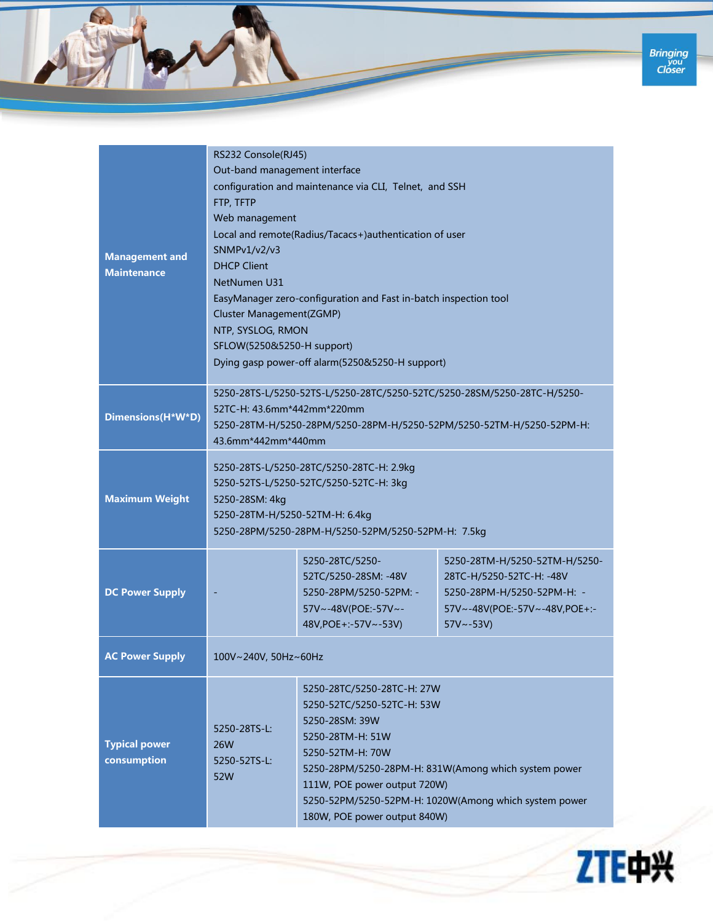| | | | |
|---|---|---|---|
| **Management and Maintenance** | RS232 Console(RJ45)<br>Out-band management interface<br>configuration and maintenance via CLI, Telnet, and SSH<br>FTP, TFTP<br>Web management<br>Local and remote(Radius/Tacacs+)authentication of user<br>SNMPv1/v2/v3<br>DHCP Client<br>NetNumen U31<br>EasyManager zero-configuration and Fast in-batch inspection tool<br>Cluster Management(ZGMP)<br>NTP, SYSLOG, RMON<br>SFLOW(5250&5250-H support)<br>Dying gasp power-off alarm(5250&5250-H support) | | |
| **Dimensions(H*W*D)** | 5250-28TS-L/5250-52TS-L/5250-28TC/5250-52TC/5250-28SM/5250-28TC-H/5250-52TC-H: 43.6mm*442mm*220mm<br>5250-28TM-H/5250-28PM/5250-28PM-H/5250-52PM/5250-52TM-H/5250-52PM-H: 43.6mm*442mm*440mm | | |
| **Maximum Weight** | 5250-28TS-L/5250-28TC/5250-28TC-H: 2.9kg<br>5250-52TS-L/5250-52TC/5250-52TC-H: 3kg<br>5250-28SM: 4kg<br>5250-28TM-H/5250-52TM-H: 6.4kg<br>5250-28PM/5250-28PM-H/5250-52PM/5250-52PM-H: 7.5kg | | |
| **DC Power Supply** | - | 5250-28TC/5250-52TC/5250-28SM: -48V<br>5250-28PM/5250-52PM: -57V~-48V(POE:-57V~-48V,POE+:-57V~-53V) | 5250-28TM-H/5250-52TM-H/5250-28TC-H/5250-52TC-H: -48V<br>5250-28PM-H/5250-52PM-H: -57V~-48V(POE:-57V~-48V,POE+:-57V~-53V) |
| **AC Power Supply** | 100V~240V, 50Hz~60Hz | | |
| **Typical power consumption** | 5250-28TS-L: 26W<br>5250-52TS-L: 52W | 5250-28TC/5250-28TC-H: 27W<br>5250-52TC/5250-52TC-H: 53W<br>5250-28SM: 39W<br>5250-28TM-H: 51W<br>5250-52TM-H: 70W<br>5250-28PM/5250-28PM-H: 831W(Among which system power 111W, POE power output 720W)<br>5250-52PM/5250-52PM-H: 1020W(Among which system power 180W, POE power output 840W) | |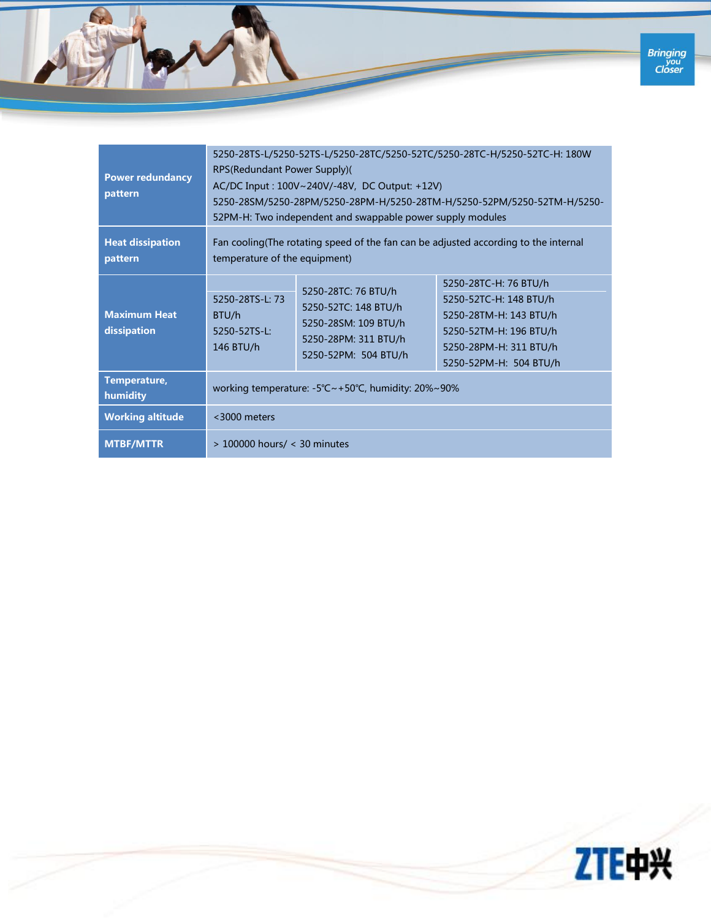| | | | |
|---|---|---|---|
| **Power redundancy pattern** | 5250-28TS-L/5250-52TS-L/5250-28TC/5250-52TC/5250-28TC-H/5250-52TC-H: 180W RPS(Redundant Power Supply)(<br>AC/DC Input : 100V~240V/-48V, DC Output: +12V)<br>5250-28SM/5250-28PM/5250-28PM-H/5250-28TM-H/5250-52PM/5250-52TM-H/5250-52PM-H: Two independent and swappable power supply modules | | |
| **Heat dissipation pattern** | Fan cooling(The rotating speed of the fan can be adjusted according to the internal temperature of the equipment) | | |
| **Maximum Heat dissipation** | 5250-28TS-L: 73 BTU/h<br>5250-52TS-L: 146 BTU/h | 5250-28TC: 76 BTU/h<br>5250-52TC: 148 BTU/h<br>5250-28SM: 109 BTU/h<br>5250-28PM: 311 BTU/h<br>5250-52PM: 504 BTU/h | 5250-28TC-H: 76 BTU/h<br>5250-52TC-H: 148 BTU/h<br>5250-28TM-H: 143 BTU/h<br>5250-52TM-H: 196 BTU/h<br>5250-28PM-H: 311 BTU/h<br>5250-52PM-H: 504 BTU/h |
| **Temperature, humidity** | working temperature: -5℃~+50℃, humidity: 20%~90% | | |
| **Working altitude** | <3000 meters | | |
| **MTBF/MTTR** | > 100000 hours/ < 30 minutes | | |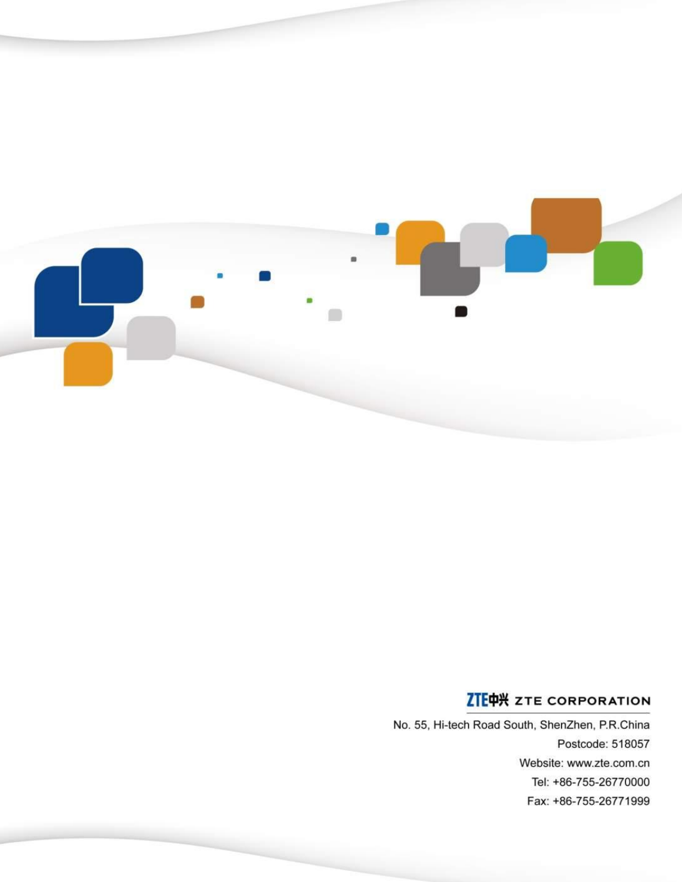ZTE中兴 ZTE CORPORATION

No. 55, Hi-tech Road South, ShenZhen, P.R.China

Postcode: 518057

Website: www.zte.com.cn

Tel: +86-755-26770000

Fax: +86-755-26771999